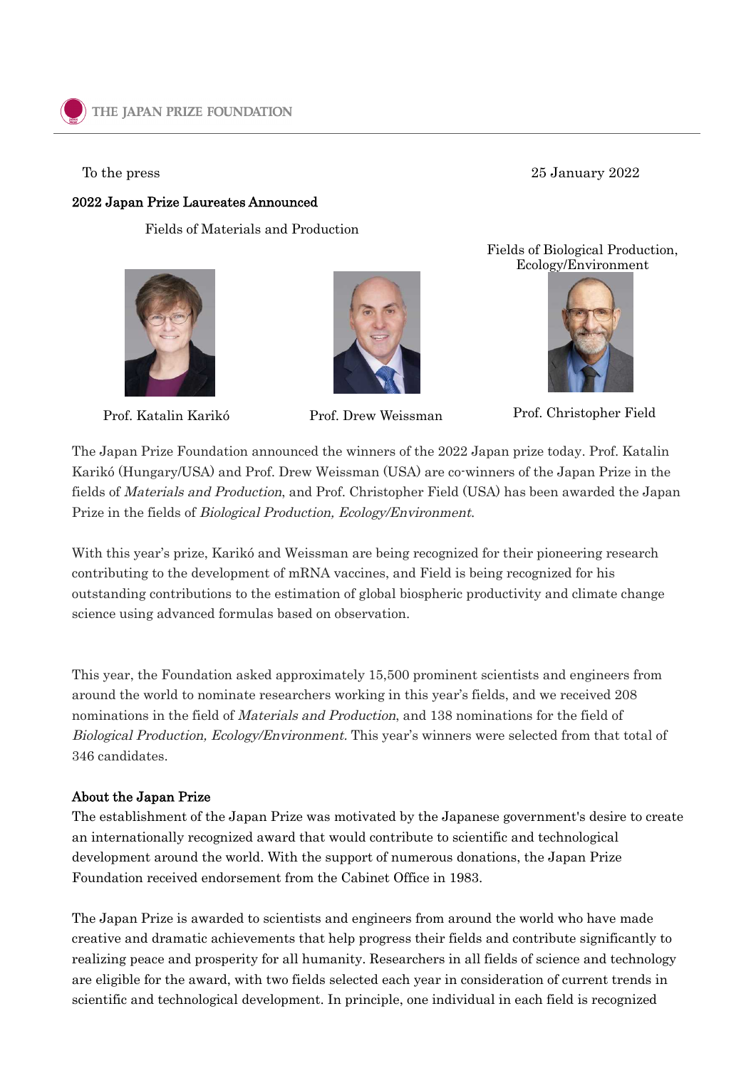THE JAPAN PRIZE FOUNDATION

To the press

25 January 2022

**2022 Japan Prize Laureates Announced**

Fields of Materials and Production

Fields of Biological Production, Ecology/Environment

Prof. Katalin Karikó

Prof. Drew Weissman

Prof. Christopher Field

The Japan Prize Foundation announced the winners of the 2022 Japan prize today. Prof. Katalin Karikó (Hungary/USA) and Prof. Drew Weissman (USA) are co-winners of the Japan Prize in the fields of *Materials and Production*, and Prof. Christopher Field (USA) has been awarded the Japan Prize in the fields of *Biological Production, Ecology/Environment*.

With this year's prize, Karikó and Weissman are being recognized for their pioneering research contributing to the development of mRNA vaccines, and Field is being recognized for his outstanding contributions to the estimation of global biospheric productivity and climate change science using advanced formulas based on observation.

This year, the Foundation asked approximately 15,500 prominent scientists and engineers from around the world to nominate researchers working in this year's fields, and we received 208 nominations in the field of *Materials and Production*, and 138 nominations for the field of *Biological Production, Ecology/Environment.* This year's winners were selected from that total of 346 candidates.

## About the Japan Prize

The establishment of the Japan Prize was motivated by the Japanese government's desire to create an internationally recognized award that would contribute to scientific and technological development around the world. With the support of numerous donations, the Japan Prize Foundation received endorsement from the Cabinet Office in 1983.

The Japan Prize is awarded to scientists and engineers from around the world who have made creative and dramatic achievements that help progress their fields and contribute significantly to realizing peace and prosperity for all humanity. Researchers in all fields of science and technology are eligible for the award, with two fields selected each year in consideration of current trends in scientific and technological development. In principle, one individual in each field is recognized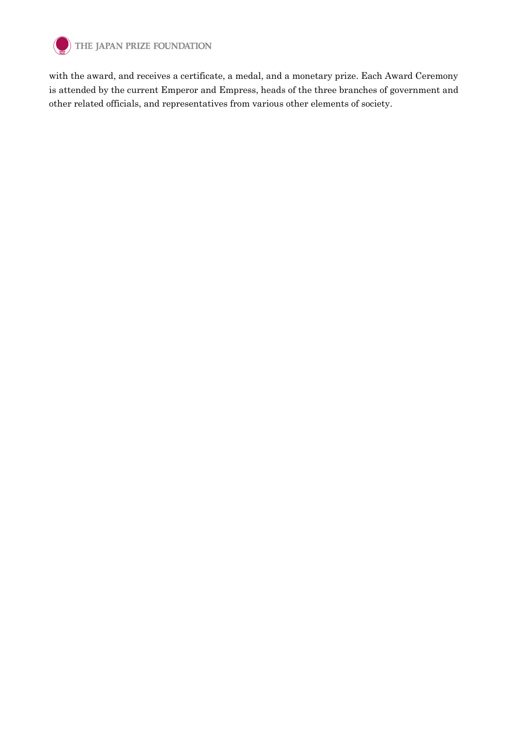with the award, and receives a certificate, a medal, and a monetary prize. Each Award Ceremony is attended by the current Emperor and Empress, heads of the three branches of government and other related officials, and representatives from various other elements of society.